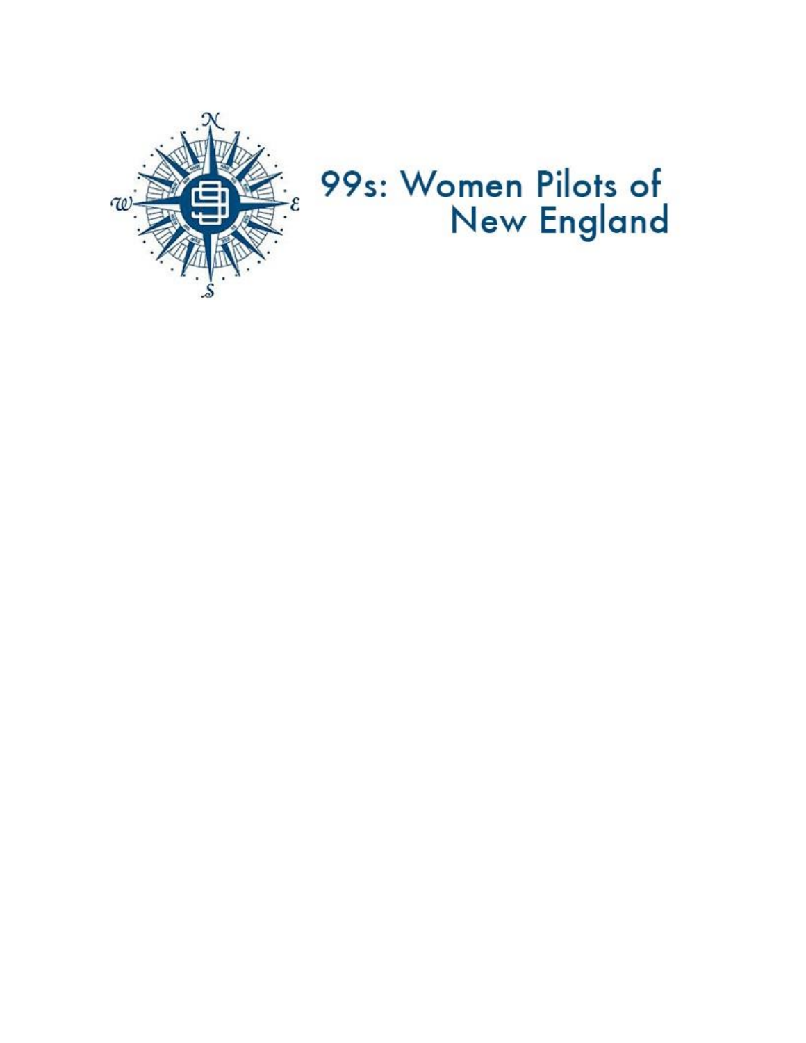# 99s: Women Pilots of New England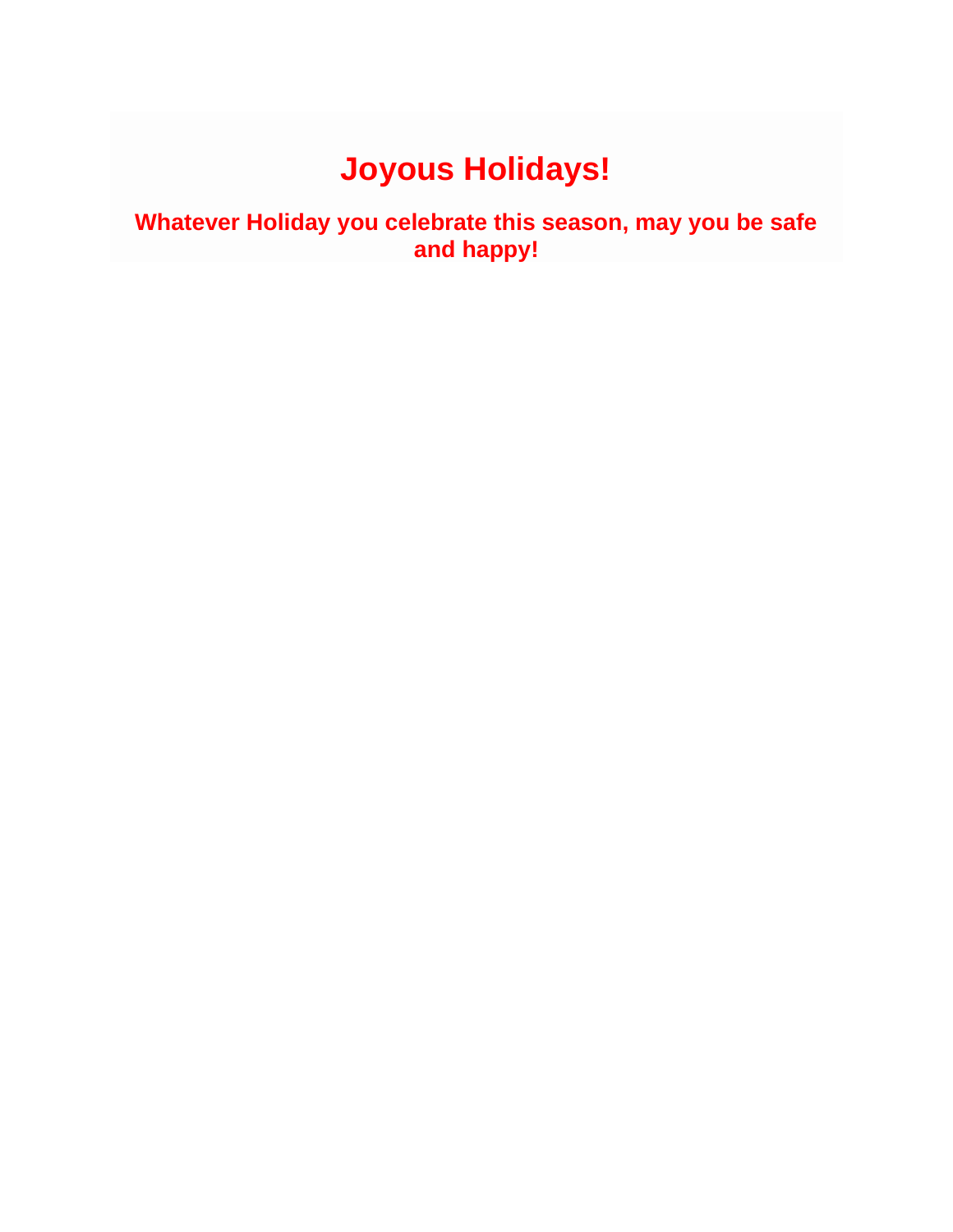# Joyous Holidays!

## Whatever Holiday you celebrate this season, may you be safe and happy!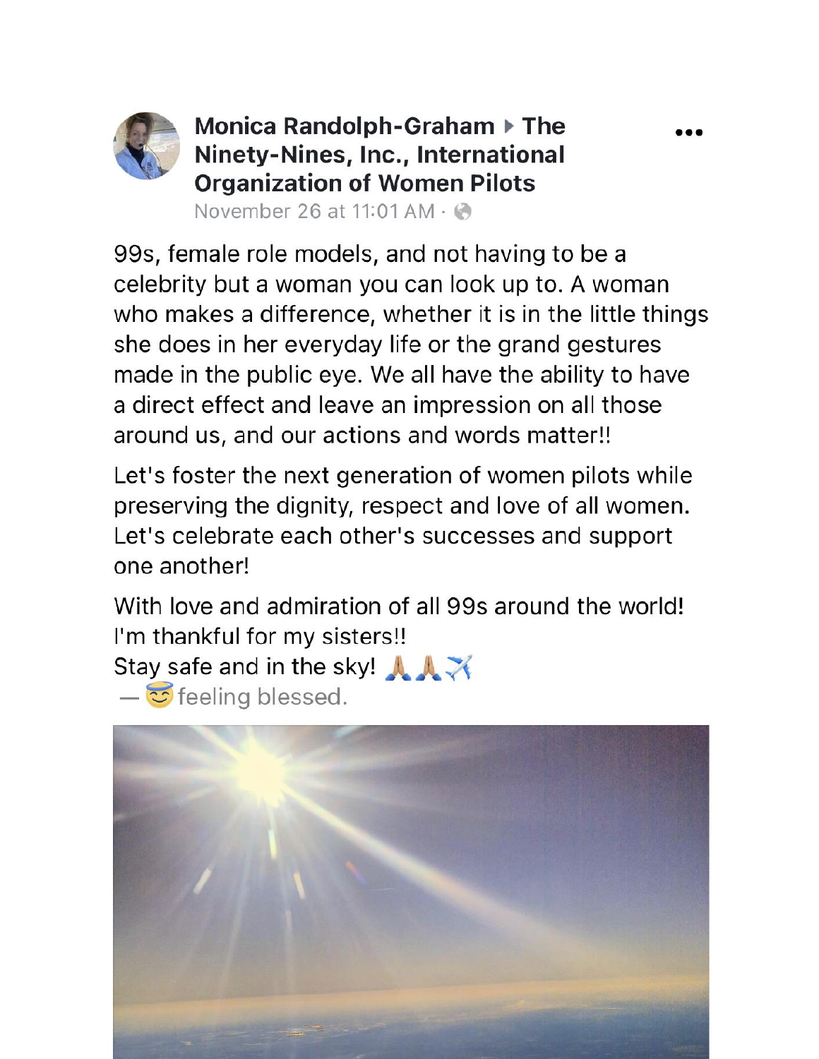**Monica Randolph-Graham ▸ The Ninety-Nines, Inc., International Organization of Women Pilots**

November 26 at 11:01 AM ·

99s, female role models, and not having to be a celebrity but a woman you can look up to. A woman who makes a difference, whether it is in the little things she does in her everyday life or the grand gestures made in the public eye. We all have the ability to have a direct effect and leave an impression on all those around us, and our actions and words matter!!

Let's foster the next generation of women pilots while preserving the dignity, respect and love of all women. Let's celebrate each other's successes and support one another!

With love and admiration of all 99s around the world!
I'm thankful for my sisters!!
Stay safe and in the sky! 🙏🙏✈️
— 😇 feeling blessed.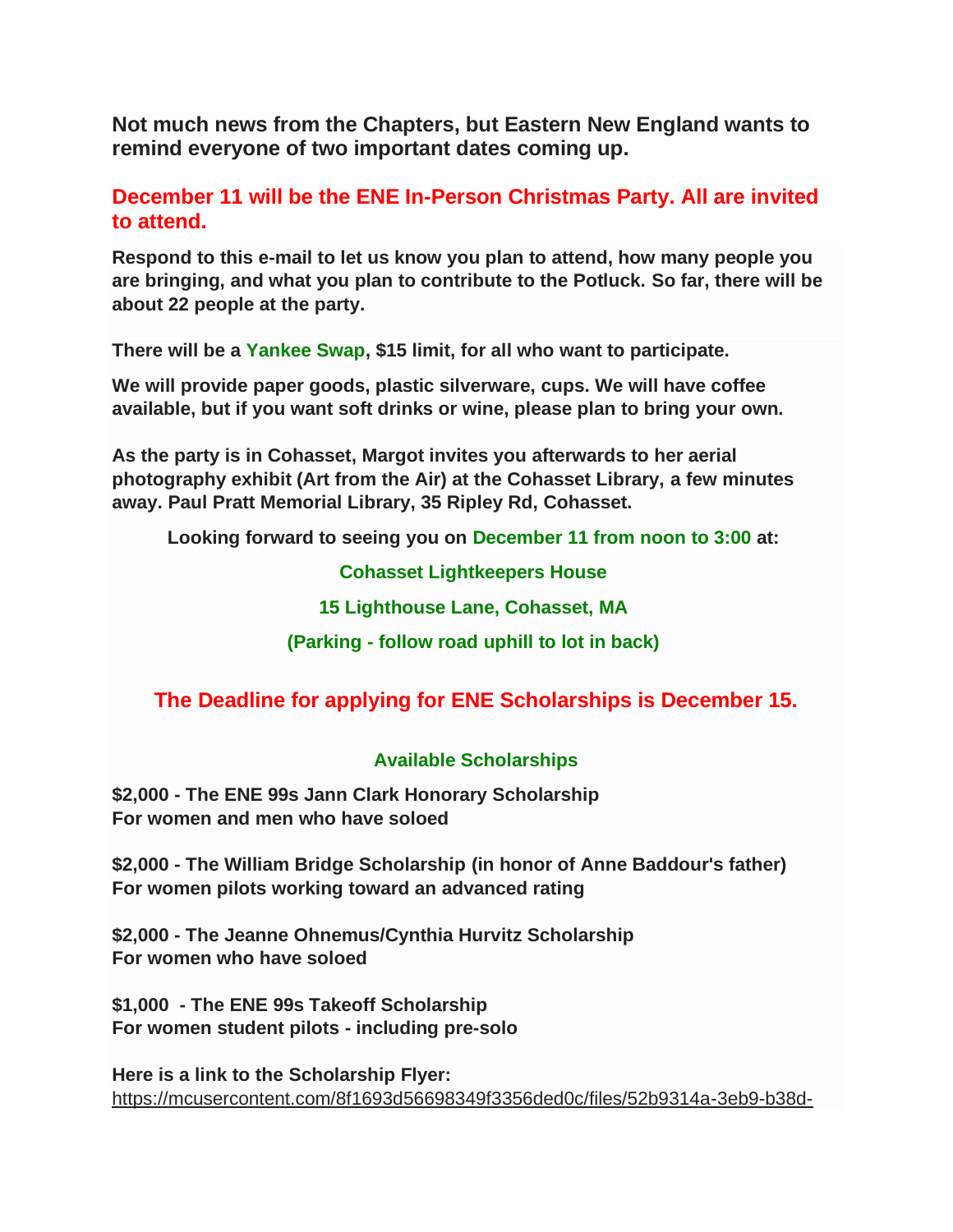**Not much news from the Chapters, but Eastern New England wants to remind everyone of two important dates coming up.**

## December 11 will be the ENE In-Person Christmas Party. All are invited to attend.

**Respond to this e-mail to let us know you plan to attend, how many people you are bringing, and what you plan to contribute to the Potluck. So far, there will be about 22 people at the party.**

**There will be a Yankee Swap, $15 limit, for all who want to participate.**

**We will provide paper goods, plastic silverware, cups. We will have coffee available, but if you want soft drinks or wine, please plan to bring your own.**

**As the party is in Cohasset, Margot invites you afterwards to her aerial photography exhibit (Art from the Air) at the Cohasset Library, a few minutes away. Paul Pratt Memorial Library, 35 Ripley Rd, Cohasset.**

**Looking forward to seeing you on December 11 from noon to 3:00 at:**

**Cohasset Lightkeepers House**

**15 Lighthouse Lane, Cohasset, MA**

**(Parking - follow road uphill to lot in back)**

## The Deadline for applying for ENE Scholarships is December 15.

### Available Scholarships

**$2,000 - The ENE 99s Jann Clark Honorary Scholarship**
**For women and men who have soloed**

**$2,000 - The William Bridge Scholarship (in honor of Anne Baddour's father)**
**For women pilots working toward an advanced rating**

**$2,000 - The Jeanne Ohnemus/Cynthia Hurvitz Scholarship**
**For women who have soloed**

**$1,000 - The ENE 99s Takeoff Scholarship**
**For women student pilots - including pre-solo**

**Here is a link to the Scholarship Flyer:**
https://mcusercontent.com/8f1693d56698349f3356ded0c/files/52b9314a-3eb9-b38d-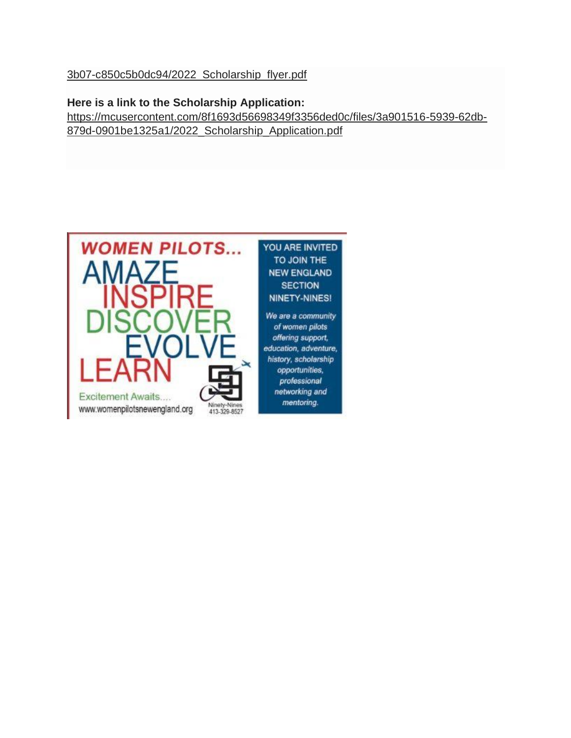3b07-c850c5b0dc94/2022_Scholarship_flyer.pdf

**Here is a link to the Scholarship Application:**
https://mcusercontent.com/8f1693d56698349f3356ded0c/files/3a901516-5939-62db-879d-0901be1325a1/2022_Scholarship_Application.pdf

WOMEN PILOTS...
AMAZE
INSPIRE
DISCOVER
EVOLVE
LEARN

Excitement Awaits....
www.womenpilotsnewengland.org

Ninety-Nines
413-329-8527

YOU ARE INVITED TO JOIN THE NEW ENGLAND SECTION NINETY-NINES!

*We are a community of women pilots offering support, education, adventure, history, scholarship opportunities, professional networking and mentoring.*